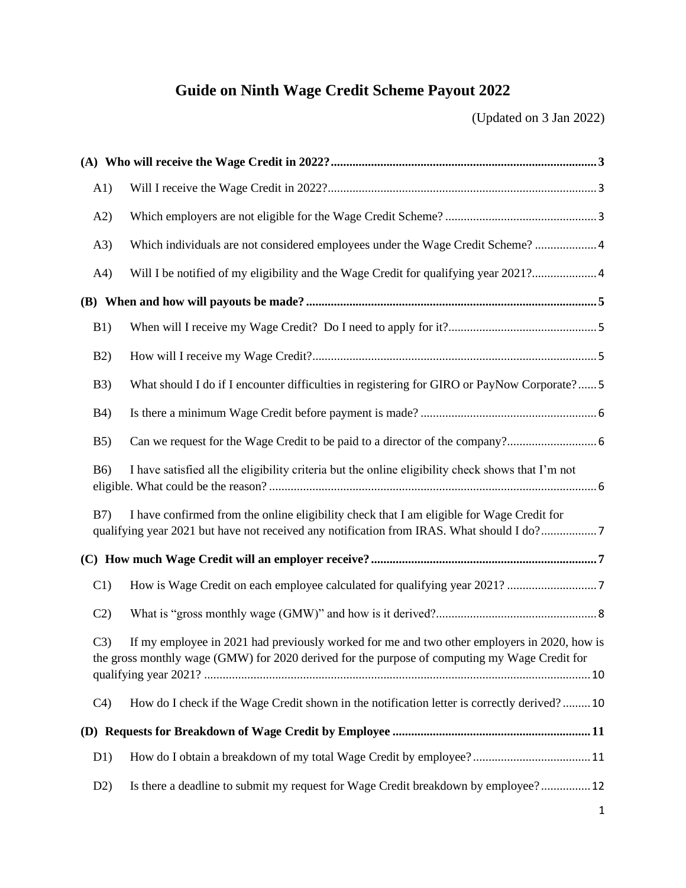# Guide on Ninth Wage Credit Scheme Payout 2022

(Updated on 3 Jan 2022)

**(A) Who will receive the Wage Credit in 2022?** .......... 3

A1) Will I receive the Wage Credit in 2022? .......... 3

A2) Which employers are not eligible for the Wage Credit Scheme? .......... 3

A3) Which individuals are not considered employees under the Wage Credit Scheme? .......... 4

A4) Will I be notified of my eligibility and the Wage Credit for qualifying year 2021? .......... 4

**(B) When and how will payouts be made?** .......... 5

B1) When will I receive my Wage Credit? Do I need to apply for it? .......... 5

B2) How will I receive my Wage Credit? .......... 5

B3) What should I do if I encounter difficulties in registering for GIRO or PayNow Corporate? .......... 5

B4) Is there a minimum Wage Credit before payment is made? .......... 6

B5) Can we request for the Wage Credit to be paid to a director of the company? .......... 6

B6) I have satisfied all the eligibility criteria but the online eligibility check shows that I'm not eligible. What could be the reason? .......... 6

B7) I have confirmed from the online eligibility check that I am eligible for Wage Credit for qualifying year 2021 but have not received any notification from IRAS. What should I do? .......... 7

**(C) How much Wage Credit will an employer receive?** .......... 7

C1) How is Wage Credit on each employee calculated for qualifying year 2021? .......... 7

C2) What is "gross monthly wage (GMW)" and how is it derived? .......... 8

C3) If my employee in 2021 had previously worked for me and two other employers in 2020, how is the gross monthly wage (GMW) for 2020 derived for the purpose of computing my Wage Credit for qualifying year 2021? .......... 10

C4) How do I check if the Wage Credit shown in the notification letter is correctly derived? .......... 10

**(D) Requests for Breakdown of Wage Credit by Employee** .......... 11

D1) How do I obtain a breakdown of my total Wage Credit by employee? .......... 11

D2) Is there a deadline to submit my request for Wage Credit breakdown by employee? .......... 12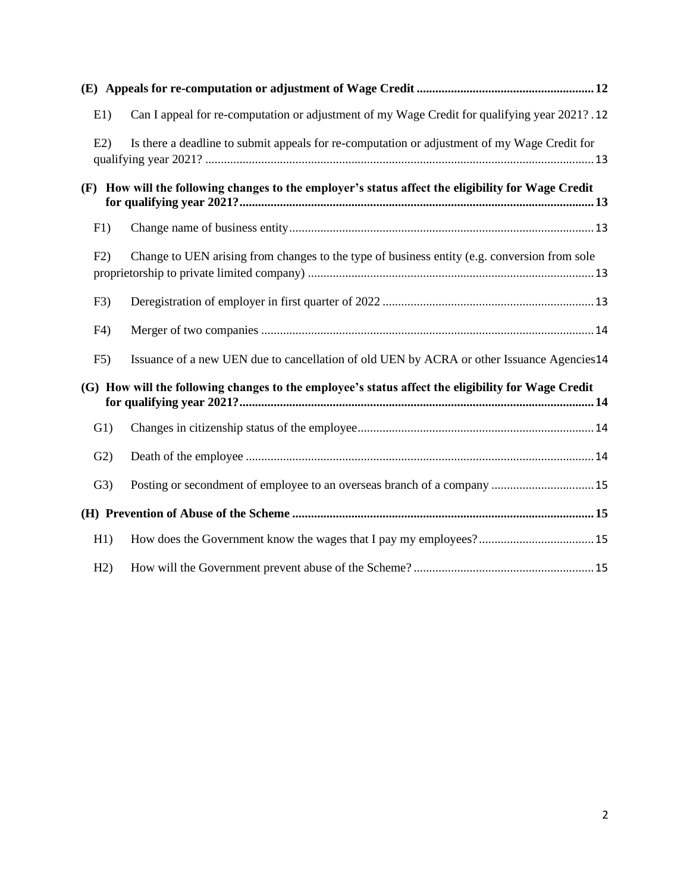**(E) Appeals for re-computation or adjustment of Wage Credit** ........................................................ 12

E1) Can I appeal for re-computation or adjustment of my Wage Credit for qualifying year 2021? . 12

E2) Is there a deadline to submit appeals for re-computation or adjustment of my Wage Credit for qualifying year 2021? ........................................................................................................................... 13

**(F) How will the following changes to the employer's status affect the eligibility for Wage Credit for qualifying year 2021?** ................................................................................................................ 13

F1) Change name of business entity ................................................................................................ 13

F2) Change to UEN arising from changes to the type of business entity (e.g. conversion from sole proprietorship to private limited company) .......................................................................................... 13

F3) Deregistration of employer in first quarter of 2022 .................................................................. 13

F4) Merger of two companies .......................................................................................................... 14

F5) Issuance of a new UEN due to cancellation of old UEN by ACRA or other Issuance Agencies 14

**(G) How will the following changes to the employee's status affect the eligibility for Wage Credit for qualifying year 2021?** ................................................................................................................ 14

G1) Changes in citizenship status of the employee ........................................................................... 14

G2) Death of the employee ............................................................................................................... 14

G3) Posting or secondment of employee to an overseas branch of a company ................................ 15

**(H) Prevention of Abuse of the Scheme** ................................................................................................ 15

H1) How does the Government know the wages that I pay my employees? .................................... 15

H2) How will the Government prevent abuse of the Scheme? ......................................................... 15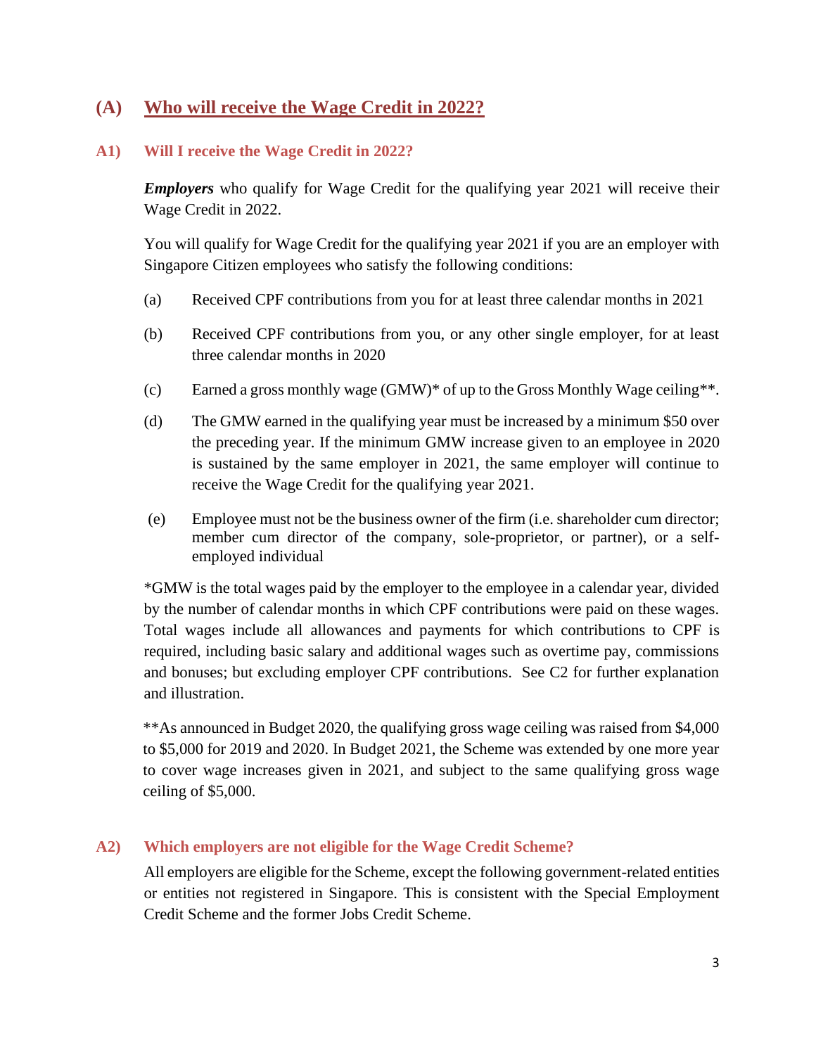## (A) Who will receive the Wage Credit in 2022?

### A1) Will I receive the Wage Credit in 2022?

***Employers*** who qualify for Wage Credit for the qualifying year 2021 will receive their Wage Credit in 2022.

You will qualify for Wage Credit for the qualifying year 2021 if you are an employer with Singapore Citizen employees who satisfy the following conditions:

(a) Received CPF contributions from you for at least three calendar months in 2021

(b) Received CPF contributions from you, or any other single employer, for at least three calendar months in 2020

(c) Earned a gross monthly wage (GMW)* of up to the Gross Monthly Wage ceiling**.

(d) The GMW earned in the qualifying year must be increased by a minimum $50 over the preceding year. If the minimum GMW increase given to an employee in 2020 is sustained by the same employer in 2021, the same employer will continue to receive the Wage Credit for the qualifying year 2021.

(e) Employee must not be the business owner of the firm (i.e. shareholder cum director; member cum director of the company, sole-proprietor, or partner), or a self-employed individual

*GMW is the total wages paid by the employer to the employee in a calendar year, divided by the number of calendar months in which CPF contributions were paid on these wages. Total wages include all allowances and payments for which contributions to CPF is required, including basic salary and additional wages such as overtime pay, commissions and bonuses; but excluding employer CPF contributions. See C2 for further explanation and illustration.

**As announced in Budget 2020, the qualifying gross wage ceiling was raised from $4,000 to $5,000 for 2019 and 2020. In Budget 2021, the Scheme was extended by one more year to cover wage increases given in 2021, and subject to the same qualifying gross wage ceiling of $5,000.

### A2) Which employers are not eligible for the Wage Credit Scheme?

All employers are eligible for the Scheme, except the following government-related entities or entities not registered in Singapore. This is consistent with the Special Employment Credit Scheme and the former Jobs Credit Scheme.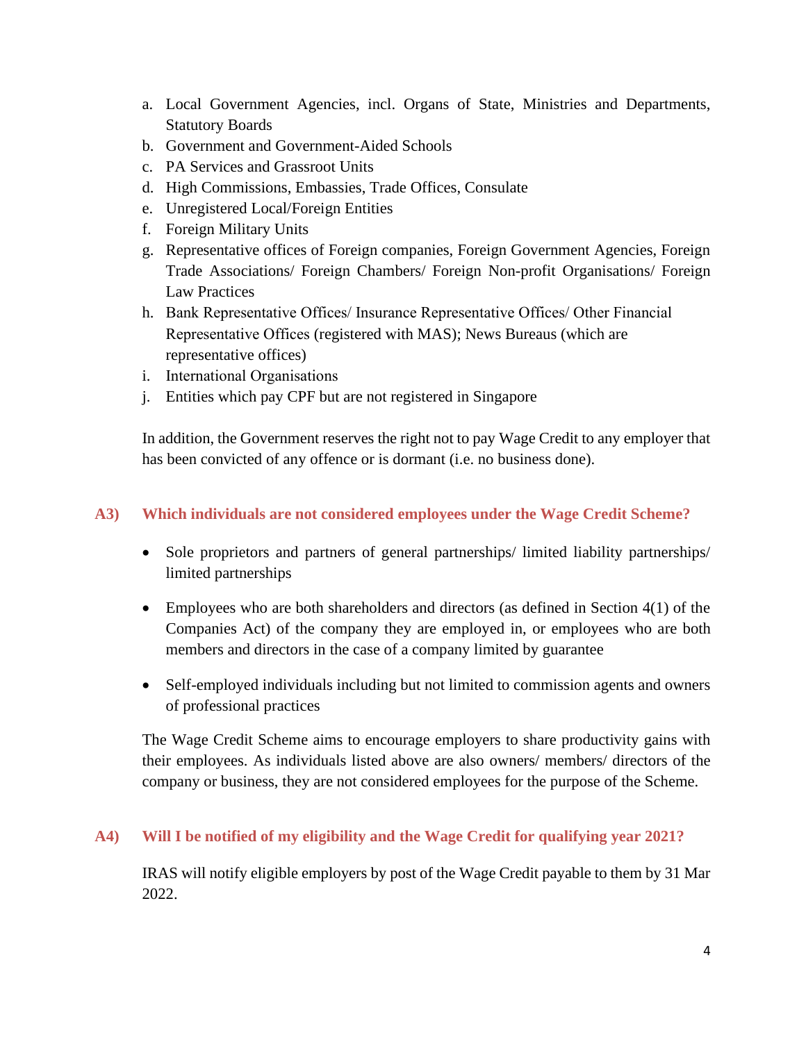a. Local Government Agencies, incl. Organs of State, Ministries and Departments, Statutory Boards
b. Government and Government-Aided Schools
c. PA Services and Grassroot Units
d. High Commissions, Embassies, Trade Offices, Consulate
e. Unregistered Local/Foreign Entities
f. Foreign Military Units
g. Representative offices of Foreign companies, Foreign Government Agencies, Foreign Trade Associations/ Foreign Chambers/ Foreign Non-profit Organisations/ Foreign Law Practices
h. Bank Representative Offices/ Insurance Representative Offices/ Other Financial Representative Offices (registered with MAS); News Bureaus (which are representative offices)
i. International Organisations
j. Entities which pay CPF but are not registered in Singapore

In addition, the Government reserves the right not to pay Wage Credit to any employer that has been convicted of any offence or is dormant (i.e. no business done).

### A3) Which individuals are not considered employees under the Wage Credit Scheme?

- Sole proprietors and partners of general partnerships/ limited liability partnerships/ limited partnerships
- Employees who are both shareholders and directors (as defined in Section 4(1) of the Companies Act) of the company they are employed in, or employees who are both members and directors in the case of a company limited by guarantee
- Self-employed individuals including but not limited to commission agents and owners of professional practices

The Wage Credit Scheme aims to encourage employers to share productivity gains with their employees. As individuals listed above are also owners/ members/ directors of the company or business, they are not considered employees for the purpose of the Scheme.

### A4) Will I be notified of my eligibility and the Wage Credit for qualifying year 2021?

IRAS will notify eligible employers by post of the Wage Credit payable to them by 31 Mar 2022.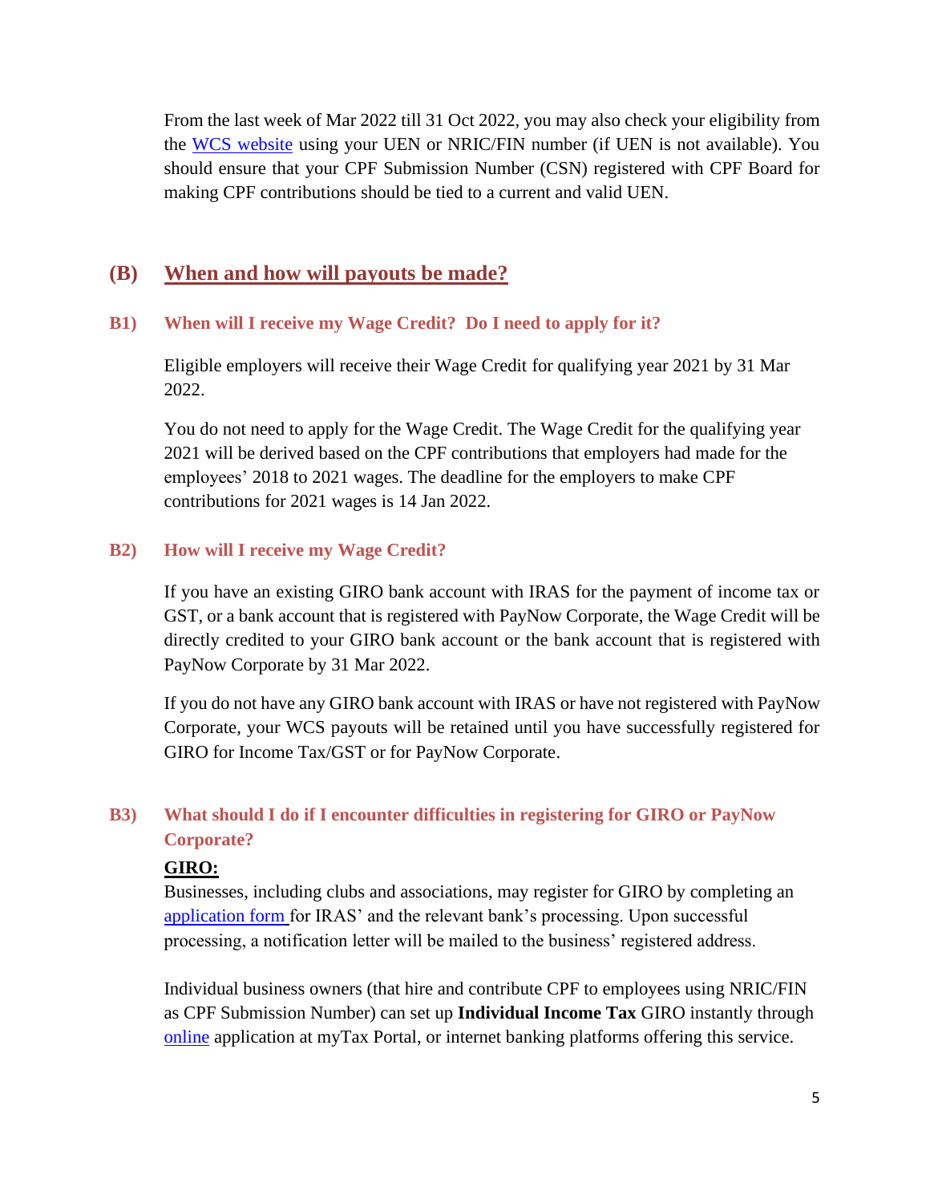From the last week of Mar 2022 till 31 Oct 2022, you may also check your eligibility from the WCS website using your UEN or NRIC/FIN number (if UEN is not available). You should ensure that your CPF Submission Number (CSN) registered with CPF Board for making CPF contributions should be tied to a current and valid UEN.

## (B) When and how will payouts be made?

### B1) When will I receive my Wage Credit? Do I need to apply for it?

Eligible employers will receive their Wage Credit for qualifying year 2021 by 31 Mar 2022.

You do not need to apply for the Wage Credit. The Wage Credit for the qualifying year 2021 will be derived based on the CPF contributions that employers had made for the employees' 2018 to 2021 wages. The deadline for the employers to make CPF contributions for 2021 wages is 14 Jan 2022.

### B2) How will I receive my Wage Credit?

If you have an existing GIRO bank account with IRAS for the payment of income tax or GST, or a bank account that is registered with PayNow Corporate, the Wage Credit will be directly credited to your GIRO bank account or the bank account that is registered with PayNow Corporate by 31 Mar 2022.

If you do not have any GIRO bank account with IRAS or have not registered with PayNow Corporate, your WCS payouts will be retained until you have successfully registered for GIRO for Income Tax/GST or for PayNow Corporate.

### B3) What should I do if I encounter difficulties in registering for GIRO or PayNow Corporate?

**GIRO:**

Businesses, including clubs and associations, may register for GIRO by completing an application form for IRAS' and the relevant bank's processing. Upon successful processing, a notification letter will be mailed to the business' registered address.

Individual business owners (that hire and contribute CPF to employees using NRIC/FIN as CPF Submission Number) can set up **Individual Income Tax** GIRO instantly through online application at myTax Portal, or internet banking platforms offering this service.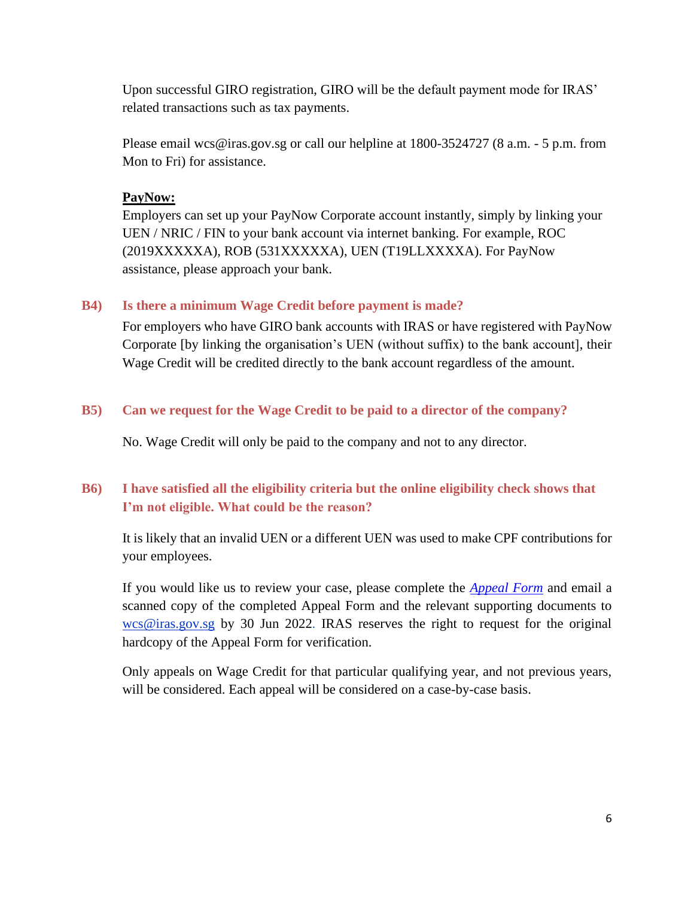Upon successful GIRO registration, GIRO will be the default payment mode for IRAS' related transactions such as tax payments.

Please email wcs@iras.gov.sg or call our helpline at 1800-3524727 (8 a.m. - 5 p.m. from Mon to Fri) for assistance.

**PayNow:**
Employers can set up your PayNow Corporate account instantly, simply by linking your UEN / NRIC / FIN to your bank account via internet banking. For example, ROC (2019XXXXXA), ROB (531XXXXXA), UEN (T19LLXXXXA). For PayNow assistance, please approach your bank.

### B4) Is there a minimum Wage Credit before payment is made?

For employers who have GIRO bank accounts with IRAS or have registered with PayNow Corporate [by linking the organisation's UEN (without suffix) to the bank account], their Wage Credit will be credited directly to the bank account regardless of the amount.

### B5) Can we request for the Wage Credit to be paid to a director of the company?

No. Wage Credit will only be paid to the company and not to any director.

### B6) I have satisfied all the eligibility criteria but the online eligibility check shows that I'm not eligible. What could be the reason?

It is likely that an invalid UEN or a different UEN was used to make CPF contributions for your employees.

If you would like us to review your case, please complete the *Appeal Form* and email a scanned copy of the completed Appeal Form and the relevant supporting documents to wcs@iras.gov.sg by 30 Jun 2022. IRAS reserves the right to request for the original hardcopy of the Appeal Form for verification.

Only appeals on Wage Credit for that particular qualifying year, and not previous years, will be considered. Each appeal will be considered on a case-by-case basis.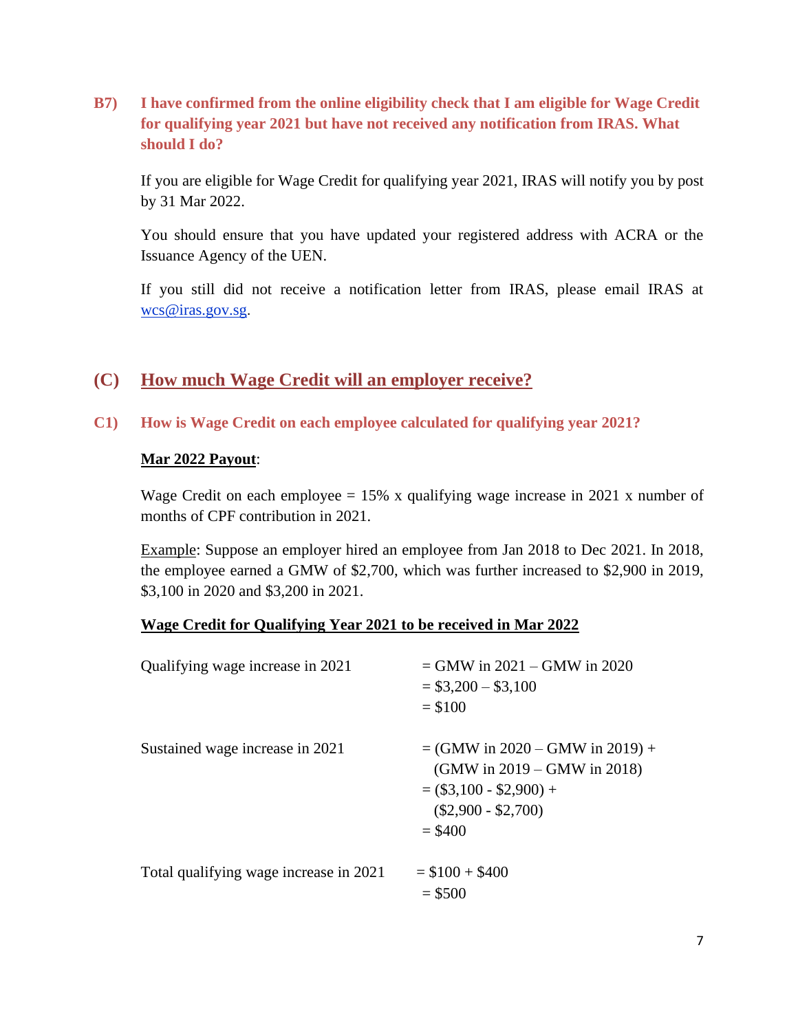### B7) I have confirmed from the online eligibility check that I am eligible for Wage Credit for qualifying year 2021 but have not received any notification from IRAS. What should I do?

If you are eligible for Wage Credit for qualifying year 2021, IRAS will notify you by post by 31 Mar 2022.

You should ensure that you have updated your registered address with ACRA or the Issuance Agency of the UEN.

If you still did not receive a notification letter from IRAS, please email IRAS at wcs@iras.gov.sg.

## (C) How much Wage Credit will an employer receive?

### C1) How is Wage Credit on each employee calculated for qualifying year 2021?

**Mar 2022 Payout**:

Wage Credit on each employee = 15% x qualifying wage increase in 2021 x number of months of CPF contribution in 2021.

Example: Suppose an employer hired an employee from Jan 2018 to Dec 2021. In 2018, the employee earned a GMW of $2,700, which was further increased to $2,900 in 2019, $3,100 in 2020 and $3,200 in 2021.

**Wage Credit for Qualifying Year 2021 to be received in Mar 2022**

| | |
|---|---|
| Qualifying wage increase in 2021 | = GMW in 2021 – GMW in 2020<br>= $3,200 – $3,100<br>= $100 |
| Sustained wage increase in 2021 | = (GMW in 2020 – GMW in 2019) + (GMW in 2019 – GMW in 2018)<br>= ($3,100 - $2,900) + ($2,900 - $2,700)<br>= $400 |
| Total qualifying wage increase in 2021 | = $100 + $400<br>= $500 |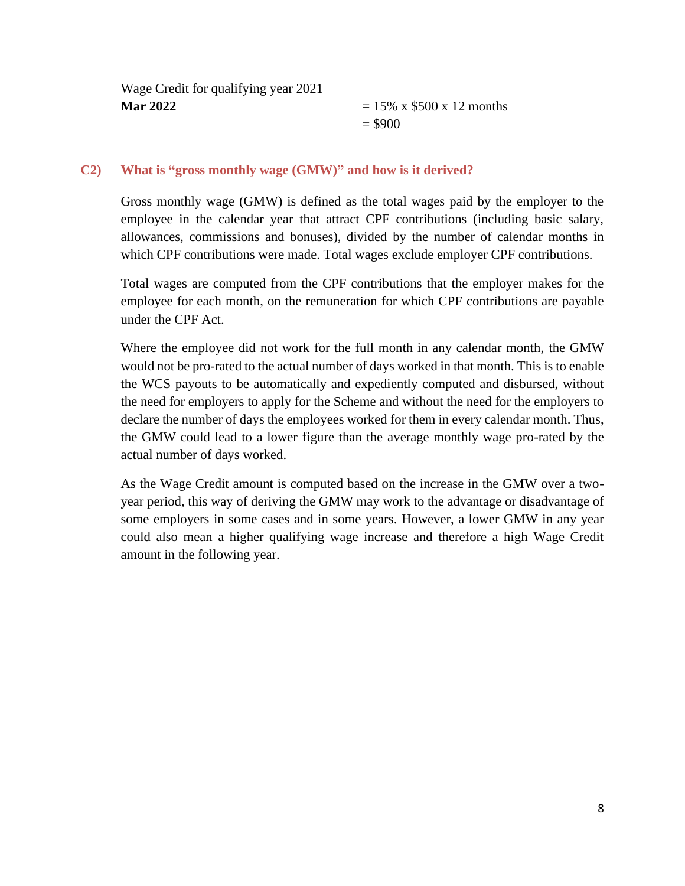Wage Credit for qualifying year 2021

**Mar 2022** = 15% x $500 x 12 months
= $900

### C2) What is "gross monthly wage (GMW)" and how is it derived?

Gross monthly wage (GMW) is defined as the total wages paid by the employer to the employee in the calendar year that attract CPF contributions (including basic salary, allowances, commissions and bonuses), divided by the number of calendar months in which CPF contributions were made. Total wages exclude employer CPF contributions.

Total wages are computed from the CPF contributions that the employer makes for the employee for each month, on the remuneration for which CPF contributions are payable under the CPF Act.

Where the employee did not work for the full month in any calendar month, the GMW would not be pro-rated to the actual number of days worked in that month. This is to enable the WCS payouts to be automatically and expediently computed and disbursed, without the need for employers to apply for the Scheme and without the need for the employers to declare the number of days the employees worked for them in every calendar month. Thus, the GMW could lead to a lower figure than the average monthly wage pro-rated by the actual number of days worked.

As the Wage Credit amount is computed based on the increase in the GMW over a two-year period, this way of deriving the GMW may work to the advantage or disadvantage of some employers in some cases and in some years. However, a lower GMW in any year could also mean a higher qualifying wage increase and therefore a high Wage Credit amount in the following year.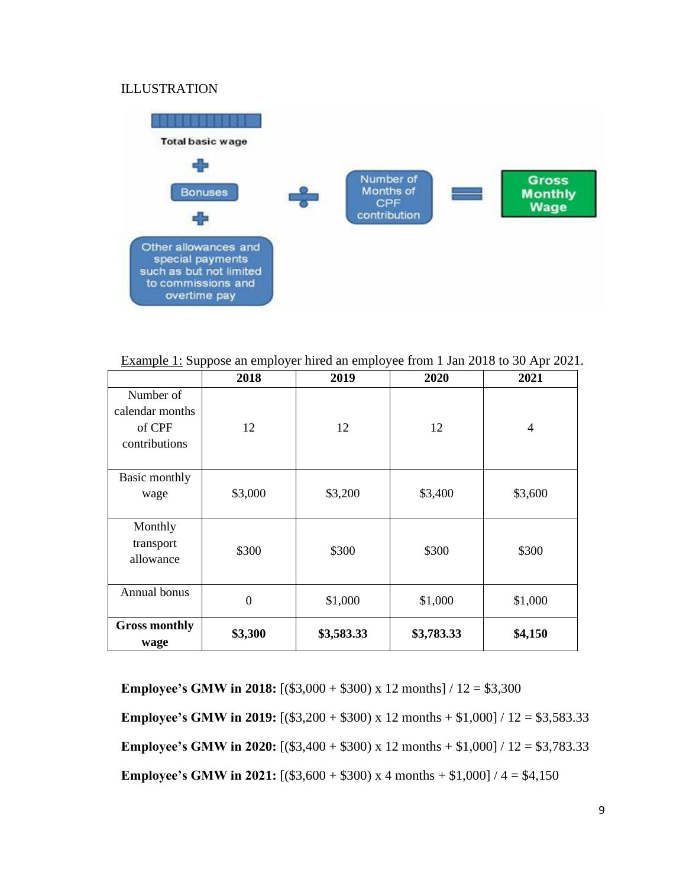ILLUSTRATION

Total basic wage + Bonuses + Other allowances and special payments such as but not limited to commissions and overtime pay ÷ Number of Months of CPF contribution = Gross Monthly Wage

Example 1: Suppose an employer hired an employee from 1 Jan 2018 to 30 Apr 2021.

| | 2018 | 2019 | 2020 | 2021 |
|---|---|---|---|---|
| Number of calendar months of CPF contributions | 12 | 12 | 12 | 4 |
| Basic monthly wage | $3,000 | $3,200 | $3,400 | $3,600 |
| Monthly transport allowance | $300 | $300 | $300 | $300 |
| Annual bonus | 0 | $1,000 | $1,000 | $1,000 |
| **Gross monthly wage** | **$3,300** | **$3,583.33** | **$3,783.33** | **$4,150** |

**Employee's GMW in 2018:** [($3,000 + $300) x 12 months] / 12 = $3,300

**Employee's GMW in 2019:** [($3,200 + $300) x 12 months + $1,000] / 12 = $3,583.33

**Employee's GMW in 2020:** [($3,400 + $300) x 12 months + $1,000] / 12 = $3,783.33

**Employee's GMW in 2021:** [($3,600 + $300) x 4 months + $1,000] / 4 = $4,150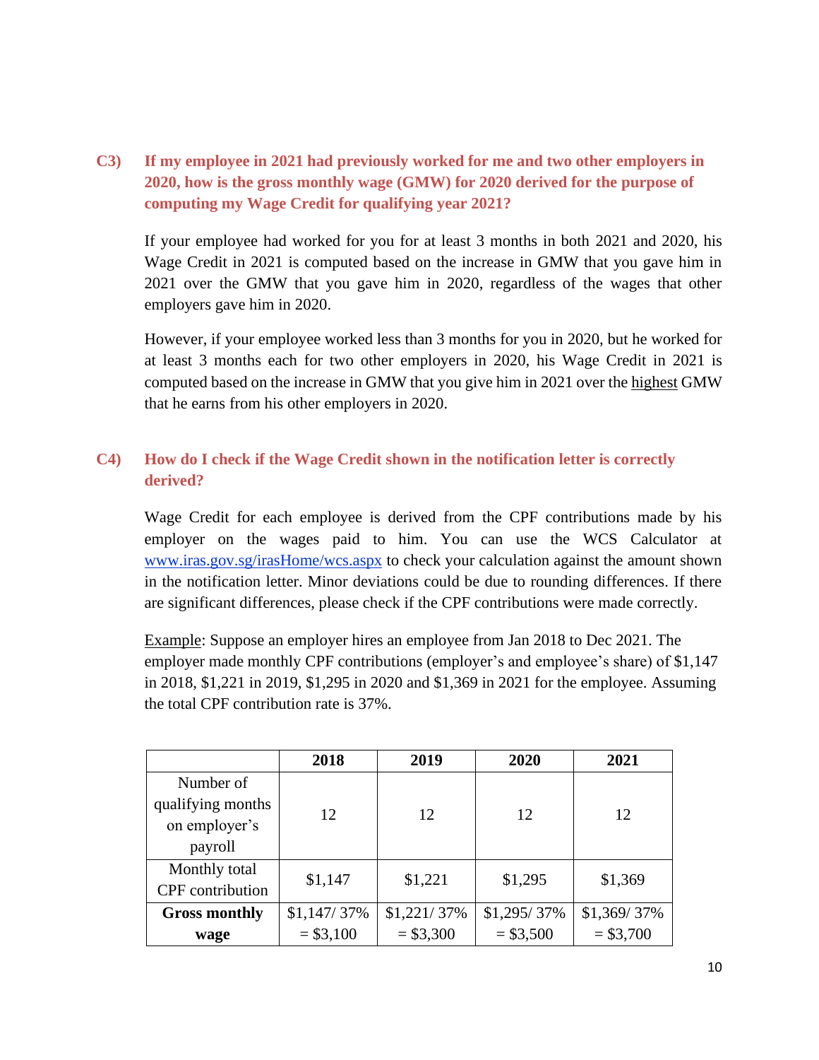### C3) If my employee in 2021 had previously worked for me and two other employers in 2020, how is the gross monthly wage (GMW) for 2020 derived for the purpose of computing my Wage Credit for qualifying year 2021?

If your employee had worked for you for at least 3 months in both 2021 and 2020, his Wage Credit in 2021 is computed based on the increase in GMW that you gave him in 2021 over the GMW that you gave him in 2020, regardless of the wages that other employers gave him in 2020.

However, if your employee worked less than 3 months for you in 2020, but he worked for at least 3 months each for two other employers in 2020, his Wage Credit in 2021 is computed based on the increase in GMW that you give him in 2021 over the highest GMW that he earns from his other employers in 2020.

### C4) How do I check if the Wage Credit shown in the notification letter is correctly derived?

Wage Credit for each employee is derived from the CPF contributions made by his employer on the wages paid to him. You can use the WCS Calculator at [www.iras.gov.sg/irasHome/wcs.aspx](www.iras.gov.sg/irasHome/wcs.aspx) to check your calculation against the amount shown in the notification letter. Minor deviations could be due to rounding differences. If there are significant differences, please check if the CPF contributions were made correctly.

Example: Suppose an employer hires an employee from Jan 2018 to Dec 2021. The employer made monthly CPF contributions (employer's and employee's share) of $1,147 in 2018, $1,221 in 2019, $1,295 in 2020 and $1,369 in 2021 for the employee. Assuming the total CPF contribution rate is 37%.

| | 2018 | 2019 | 2020 | 2021 |
|---|---|---|---|---|
| Number of qualifying months on employer's payroll | 12 | 12 | 12 | 12 |
| Monthly total CPF contribution | $1,147 | $1,221 | $1,295 | $1,369 |
| **Gross monthly wage** | $1,147/ 37% = $3,100 | $1,221/ 37% = $3,300 | $1,295/ 37% = $3,500 | $1,369/ 37% = $3,700 |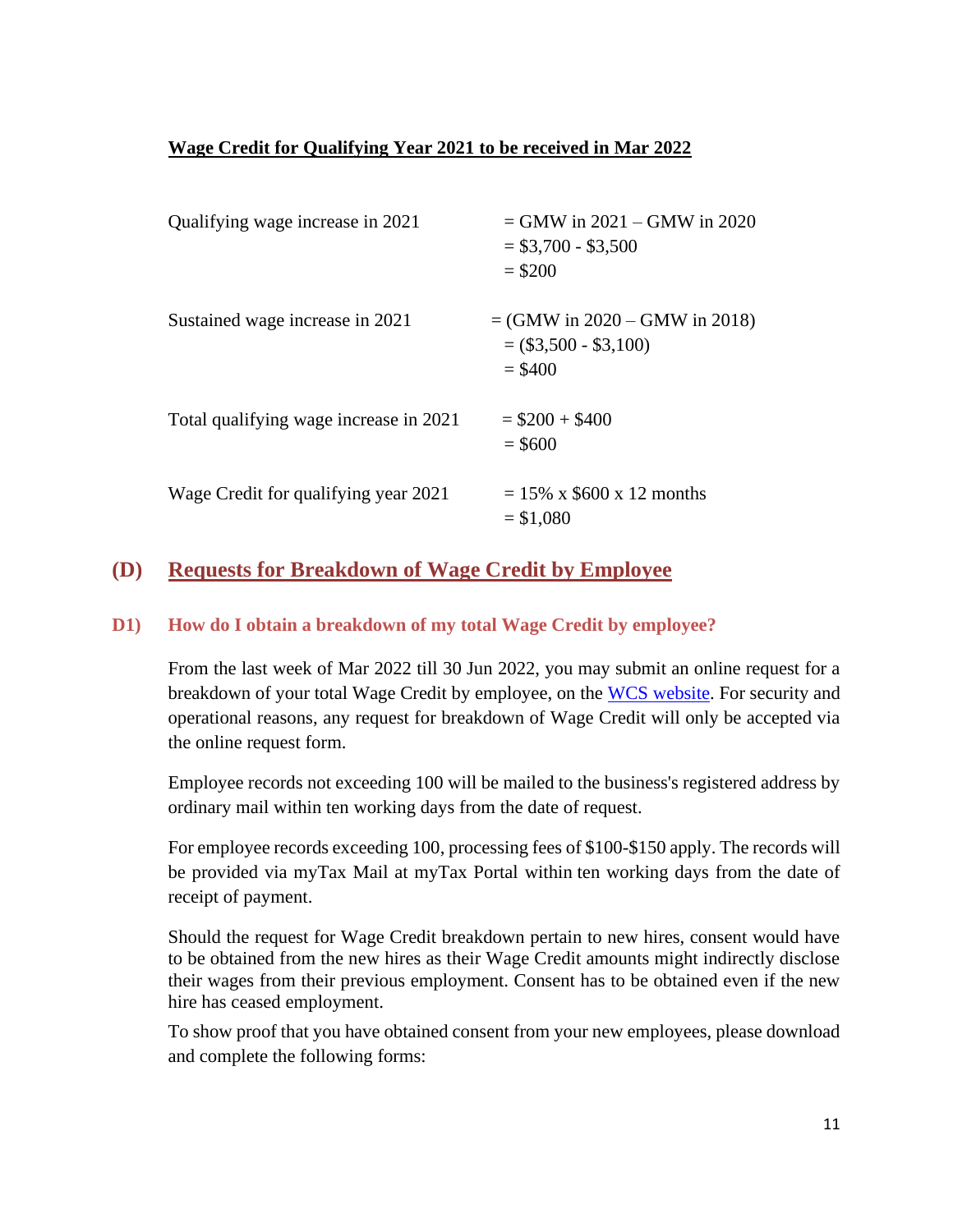**Wage Credit for Qualifying Year 2021 to be received in Mar 2022**

| | |
|---|---|
| Qualifying wage increase in 2021 | = GMW in 2021 – GMW in 2020<br>= \$3,700 - \$3,500<br>= \$200 |
| Sustained wage increase in 2021 | = (GMW in 2020 – GMW in 2018)<br>= (\$3,500 - \$3,100)<br>= \$400 |
| Total qualifying wage increase in 2021 | = \$200 + \$400<br>= \$600 |
| Wage Credit for qualifying year 2021 | = 15% x \$600 x 12 months<br>= \$1,080 |

## (D) Requests for Breakdown of Wage Credit by Employee

### D1) How do I obtain a breakdown of my total Wage Credit by employee?

From the last week of Mar 2022 till 30 Jun 2022, you may submit an online request for a breakdown of your total Wage Credit by employee, on the WCS website. For security and operational reasons, any request for breakdown of Wage Credit will only be accepted via the online request form.

Employee records not exceeding 100 will be mailed to the business's registered address by ordinary mail within ten working days from the date of request.

For employee records exceeding 100, processing fees of \$100-\$150 apply. The records will be provided via myTax Mail at myTax Portal within ten working days from the date of receipt of payment.

Should the request for Wage Credit breakdown pertain to new hires, consent would have to be obtained from the new hires as their Wage Credit amounts might indirectly disclose their wages from their previous employment. Consent has to be obtained even if the new hire has ceased employment.

To show proof that you have obtained consent from your new employees, please download and complete the following forms: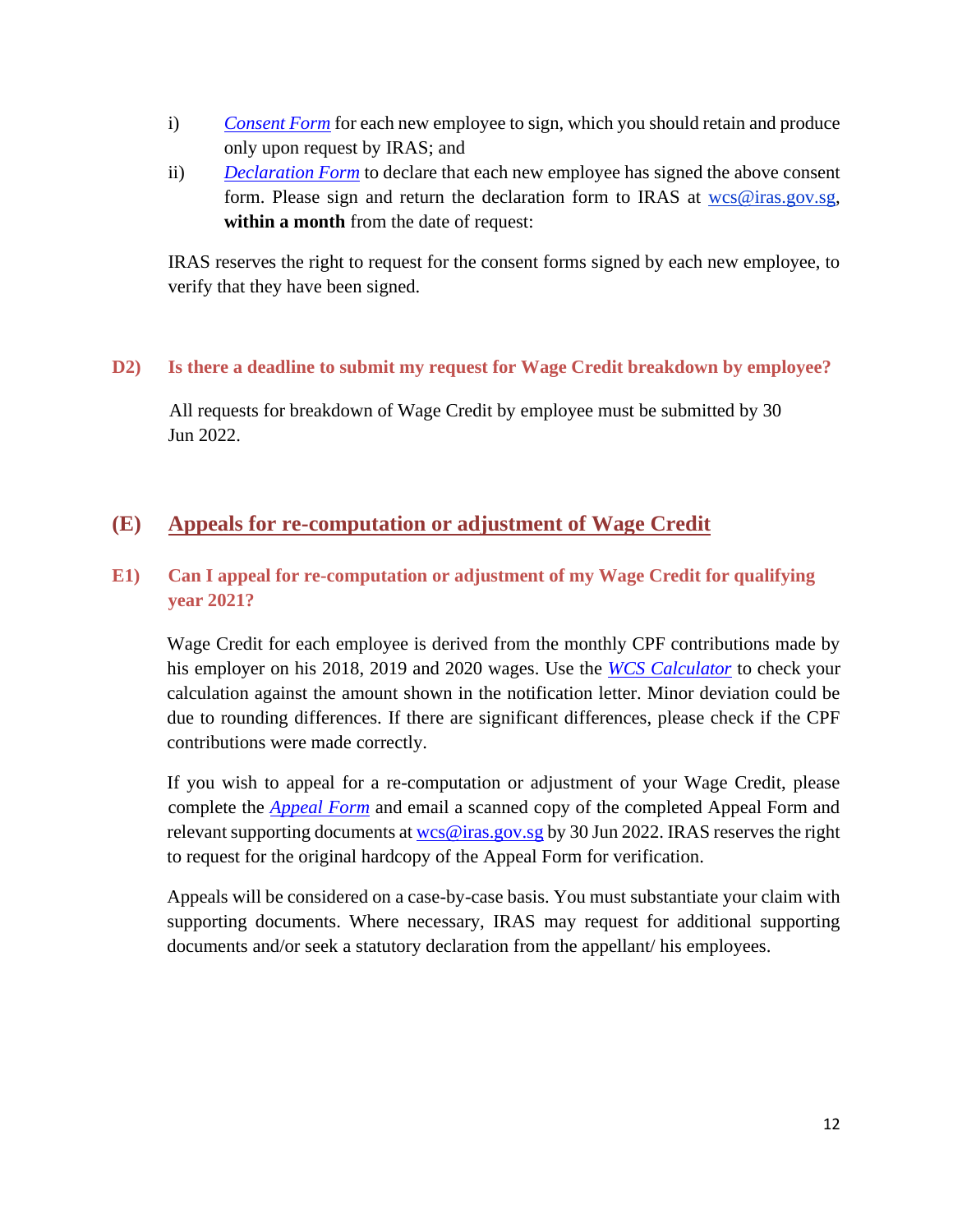i) *Consent Form* for each new employee to sign, which you should retain and produce only upon request by IRAS; and

ii) *Declaration Form* to declare that each new employee has signed the above consent form. Please sign and return the declaration form to IRAS at wcs@iras.gov.sg, **within a month** from the date of request:

IRAS reserves the right to request for the consent forms signed by each new employee, to verify that they have been signed.

### D2) Is there a deadline to submit my request for Wage Credit breakdown by employee?

All requests for breakdown of Wage Credit by employee must be submitted by 30 Jun 2022.

## (E) Appeals for re-computation or adjustment of Wage Credit

### E1) Can I appeal for re-computation or adjustment of my Wage Credit for qualifying year 2021?

Wage Credit for each employee is derived from the monthly CPF contributions made by his employer on his 2018, 2019 and 2020 wages. Use the *WCS Calculator* to check your calculation against the amount shown in the notification letter. Minor deviation could be due to rounding differences. If there are significant differences, please check if the CPF contributions were made correctly.

If you wish to appeal for a re-computation or adjustment of your Wage Credit, please complete the *Appeal Form* and email a scanned copy of the completed Appeal Form and relevant supporting documents at wcs@iras.gov.sg by 30 Jun 2022. IRAS reserves the right to request for the original hardcopy of the Appeal Form for verification.

Appeals will be considered on a case-by-case basis. You must substantiate your claim with supporting documents. Where necessary, IRAS may request for additional supporting documents and/or seek a statutory declaration from the appellant/ his employees.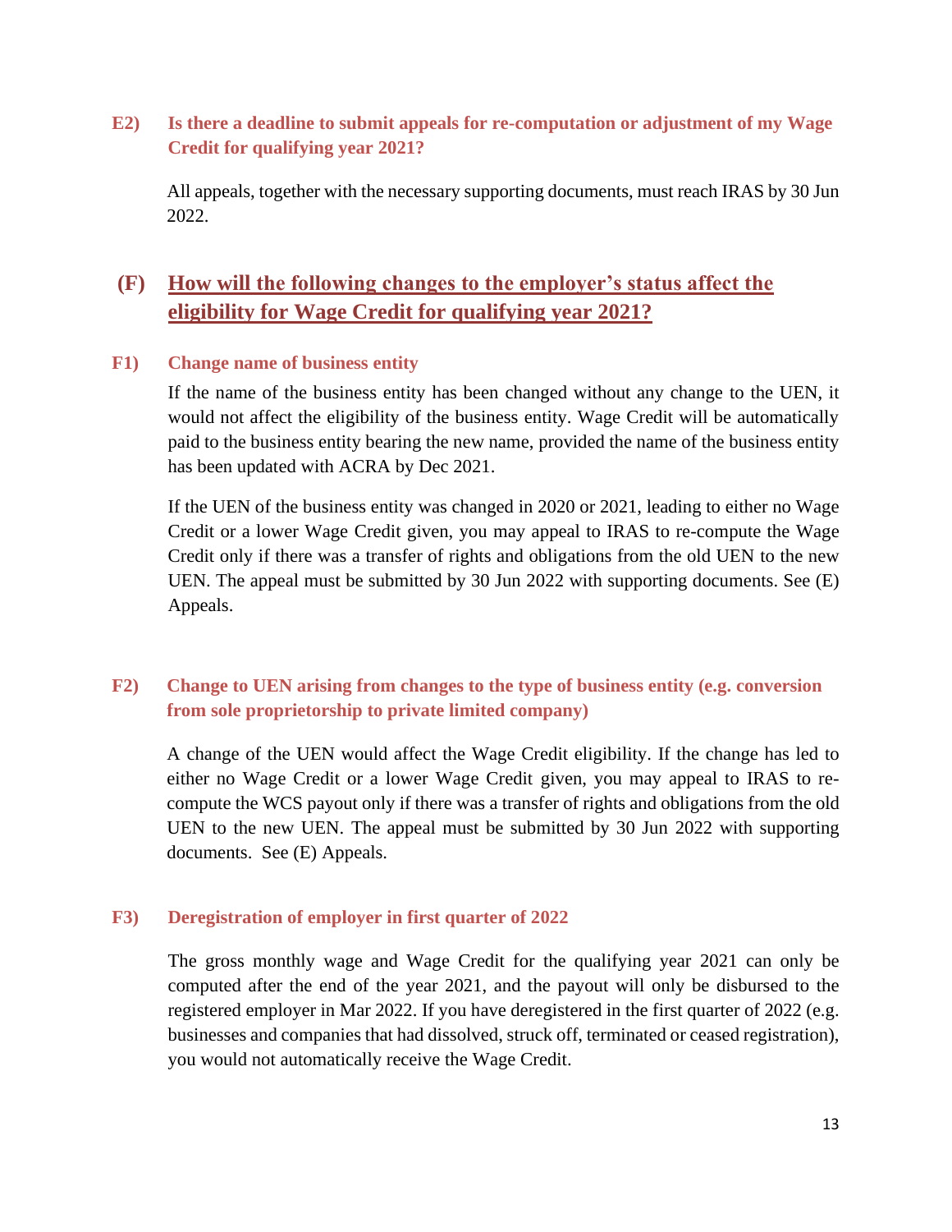### E2) Is there a deadline to submit appeals for re-computation or adjustment of my Wage Credit for qualifying year 2021?

All appeals, together with the necessary supporting documents, must reach IRAS by 30 Jun 2022.

## (F) How will the following changes to the employer's status affect the eligibility for Wage Credit for qualifying year 2021?

### F1) Change name of business entity

If the name of the business entity has been changed without any change to the UEN, it would not affect the eligibility of the business entity. Wage Credit will be automatically paid to the business entity bearing the new name, provided the name of the business entity has been updated with ACRA by Dec 2021.

If the UEN of the business entity was changed in 2020 or 2021, leading to either no Wage Credit or a lower Wage Credit given, you may appeal to IRAS to re-compute the Wage Credit only if there was a transfer of rights and obligations from the old UEN to the new UEN. The appeal must be submitted by 30 Jun 2022 with supporting documents. See (E) Appeals.

### F2) Change to UEN arising from changes to the type of business entity (e.g. conversion from sole proprietorship to private limited company)

A change of the UEN would affect the Wage Credit eligibility. If the change has led to either no Wage Credit or a lower Wage Credit given, you may appeal to IRAS to re-compute the WCS payout only if there was a transfer of rights and obligations from the old UEN to the new UEN. The appeal must be submitted by 30 Jun 2022 with supporting documents. See (E) Appeals.

### F3) Deregistration of employer in first quarter of 2022

The gross monthly wage and Wage Credit for the qualifying year 2021 can only be computed after the end of the year 2021, and the payout will only be disbursed to the registered employer in Mar 2022. If you have deregistered in the first quarter of 2022 (e.g. businesses and companies that had dissolved, struck off, terminated or ceased registration), you would not automatically receive the Wage Credit.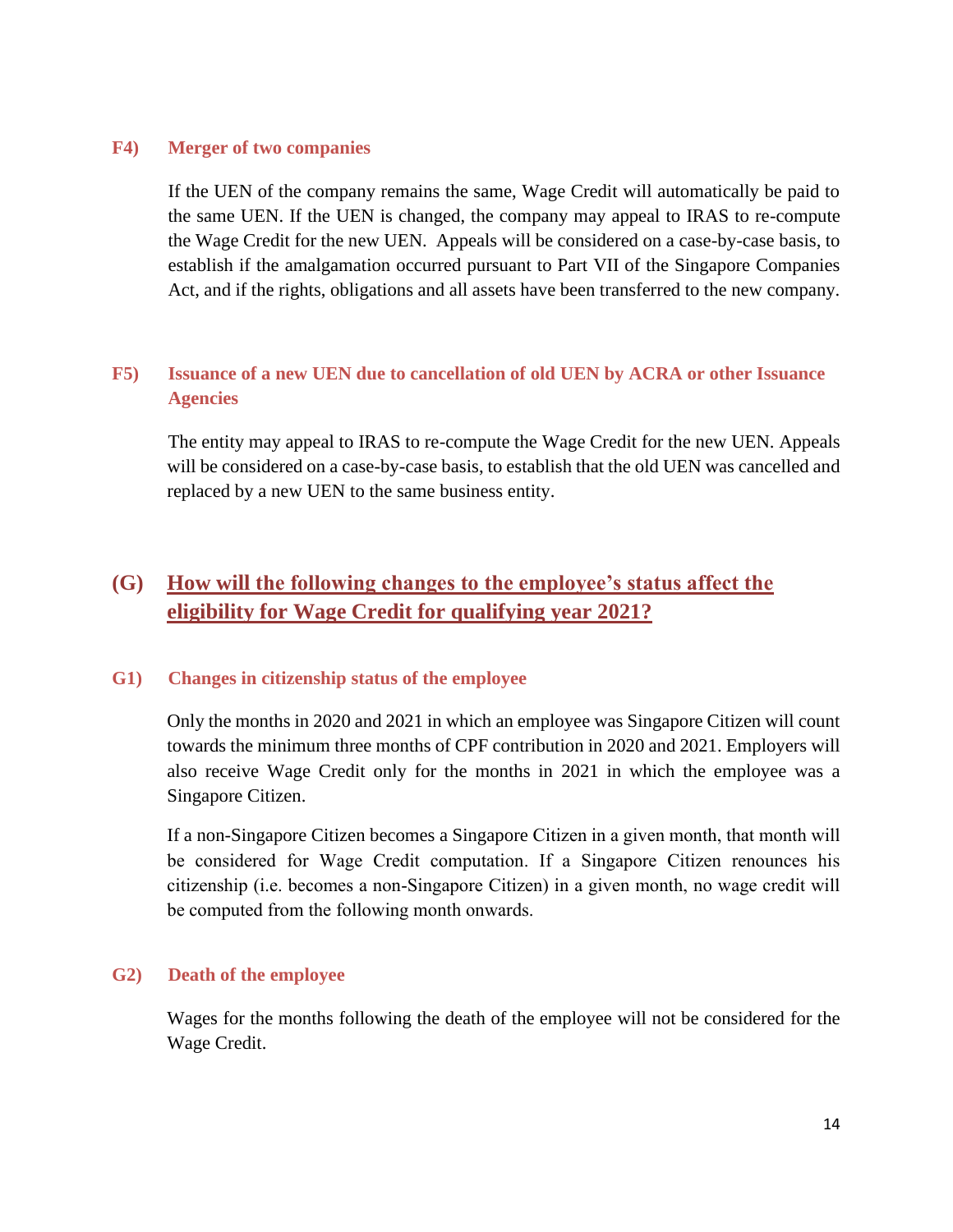### F4) Merger of two companies

If the UEN of the company remains the same, Wage Credit will automatically be paid to the same UEN. If the UEN is changed, the company may appeal to IRAS to re-compute the Wage Credit for the new UEN. Appeals will be considered on a case-by-case basis, to establish if the amalgamation occurred pursuant to Part VII of the Singapore Companies Act, and if the rights, obligations and all assets have been transferred to the new company.

### F5) Issuance of a new UEN due to cancellation of old UEN by ACRA or other Issuance Agencies

The entity may appeal to IRAS to re-compute the Wage Credit for the new UEN. Appeals will be considered on a case-by-case basis, to establish that the old UEN was cancelled and replaced by a new UEN to the same business entity.

## (G) How will the following changes to the employee's status affect the eligibility for Wage Credit for qualifying year 2021?

### G1) Changes in citizenship status of the employee

Only the months in 2020 and 2021 in which an employee was Singapore Citizen will count towards the minimum three months of CPF contribution in 2020 and 2021. Employers will also receive Wage Credit only for the months in 2021 in which the employee was a Singapore Citizen.

If a non-Singapore Citizen becomes a Singapore Citizen in a given month, that month will be considered for Wage Credit computation. If a Singapore Citizen renounces his citizenship (i.e. becomes a non-Singapore Citizen) in a given month, no wage credit will be computed from the following month onwards.

### G2) Death of the employee

Wages for the months following the death of the employee will not be considered for the Wage Credit.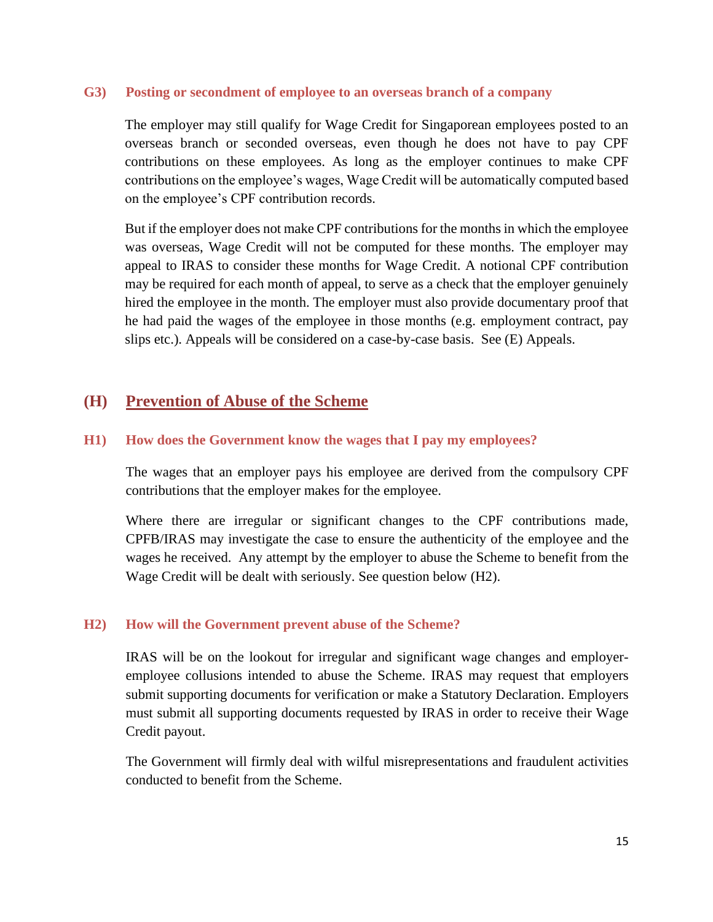### G3) Posting or secondment of employee to an overseas branch of a company

The employer may still qualify for Wage Credit for Singaporean employees posted to an overseas branch or seconded overseas, even though he does not have to pay CPF contributions on these employees. As long as the employer continues to make CPF contributions on the employee's wages, Wage Credit will be automatically computed based on the employee's CPF contribution records.

But if the employer does not make CPF contributions for the months in which the employee was overseas, Wage Credit will not be computed for these months. The employer may appeal to IRAS to consider these months for Wage Credit. A notional CPF contribution may be required for each month of appeal, to serve as a check that the employer genuinely hired the employee in the month. The employer must also provide documentary proof that he had paid the wages of the employee in those months (e.g. employment contract, pay slips etc.). Appeals will be considered on a case-by-case basis. See (E) Appeals.

## (H) Prevention of Abuse of the Scheme

### H1) How does the Government know the wages that I pay my employees?

The wages that an employer pays his employee are derived from the compulsory CPF contributions that the employer makes for the employee.

Where there are irregular or significant changes to the CPF contributions made, CPFB/IRAS may investigate the case to ensure the authenticity of the employee and the wages he received. Any attempt by the employer to abuse the Scheme to benefit from the Wage Credit will be dealt with seriously. See question below (H2).

### H2) How will the Government prevent abuse of the Scheme?

IRAS will be on the lookout for irregular and significant wage changes and employer-employee collusions intended to abuse the Scheme. IRAS may request that employers submit supporting documents for verification or make a Statutory Declaration. Employers must submit all supporting documents requested by IRAS in order to receive their Wage Credit payout.

The Government will firmly deal with wilful misrepresentations and fraudulent activities conducted to benefit from the Scheme.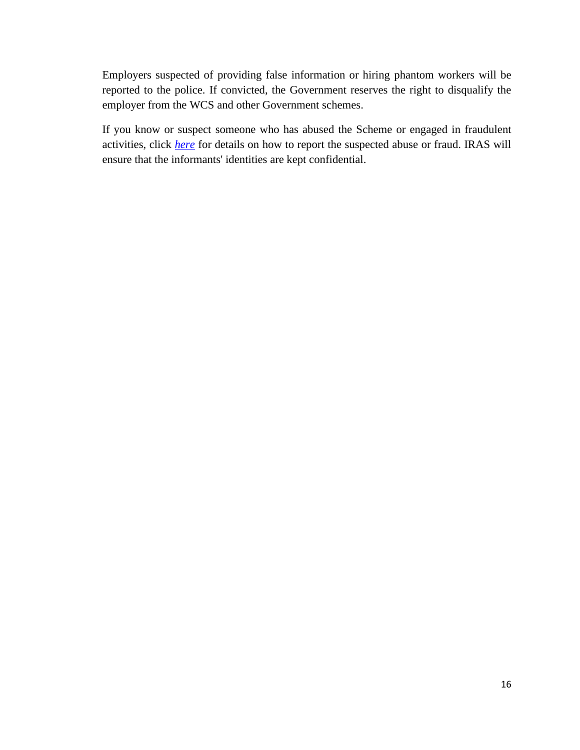Employers suspected of providing false information or hiring phantom workers will be reported to the police. If convicted, the Government reserves the right to disqualify the employer from the WCS and other Government schemes.

If you know or suspect someone who has abused the Scheme or engaged in fraudulent activities, click *here* for details on how to report the suspected abuse or fraud. IRAS will ensure that the informants' identities are kept confidential.